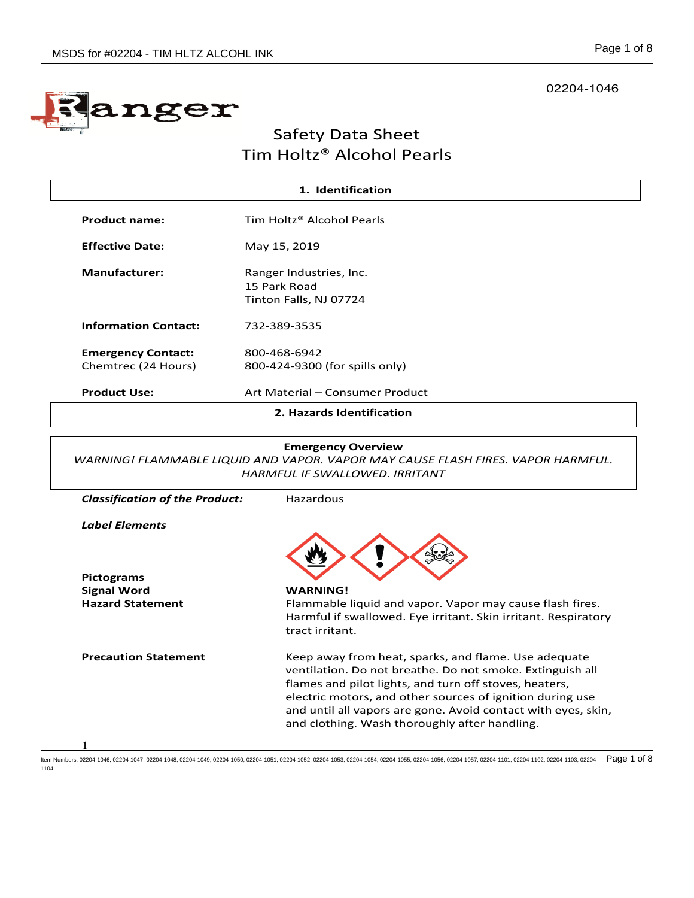02204-1046

# Safety Data Sheet
## Tim Holtz® Alcohol Pearls

## 1. Identification

**Product name:** Tim Holtz® Alcohol Pearls

**Effective Date:** May 15, 2019

**Manufacturer:** Ranger Industries, Inc.
15 Park Road
Tinton Falls, NJ 07724

**Information Contact:** 732-389-3535

**Emergency Contact:**
Chemtrec (24 Hours)
800-468-6942
800-424-9300 (for spills only)

**Product Use:** Art Material – Consumer Product

## 2. Hazards Identification

**Emergency Overview**

*WARNING! FLAMMABLE LIQUID AND VAPOR. VAPOR MAY CAUSE FLASH FIRES. VAPOR HARMFUL. HARMFUL IF SWALLOWED. IRRITANT*

***Classification of the Product:*** Hazardous

***Label Elements***

**Pictograms**

**Signal Word** **WARNING!**

**Hazard Statement** Flammable liquid and vapor. Vapor may cause flash fires. Harmful if swallowed. Eye irritant. Skin irritant. Respiratory tract irritant.

**Precaution Statement** Keep away from heat, sparks, and flame. Use adequate ventilation. Do not breathe. Do not smoke. Extinguish all flames and pilot lights, and turn off stoves, heaters, electric motors, and other sources of ignition during use and until all vapors are gone. Avoid contact with eyes, skin, and clothing. Wash thoroughly after handling.

Item Numbers: 02204-1046, 02204-1047, 02204-1048, 02204-1049, 02204-1050, 02204-1051, 02204-1052, 02204-1053, 02204-1054, 02204-1055, 02204-1056, 02204-1057, 02204-1101, 02204-1102, 02204-1103, 02204-1104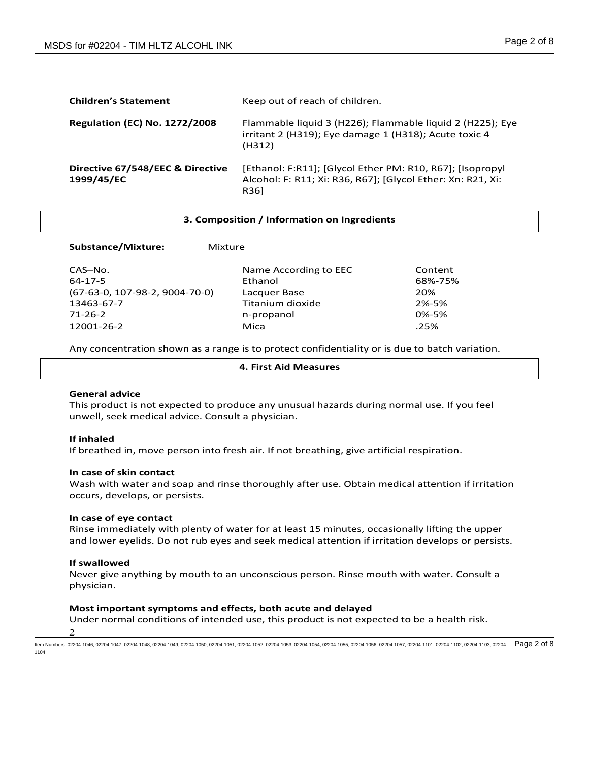| | |
|---|---|
| **Children's Statement** | Keep out of reach of children. |
| **Regulation (EC) No. 1272/2008** | Flammable liquid 3 (H226); Flammable liquid 2 (H225); Eye irritant 2 (H319); Eye damage 1 (H318); Acute toxic 4 (H312) |
| **Directive 67/548/EEC & Directive 1999/45/EC** | [Ethanol: F:R11]; [Glycol Ether PM: R10, R67]; [Isopropyl Alcohol: F: R11; Xi: R36, R67]; [Glycol Ether: Xn: R21, Xi: R36] |

## 3. Composition / Information on Ingredients

**Substance/Mixture:** Mixture

| CAS–No. | Name According to EEC | Content |
|---|---|---|
| 64-17-5 | Ethanol | 68%-75% |
| (67-63-0, 107-98-2, 9004-70-0) | Lacquer Base | 20% |
| 13463-67-7 | Titanium dioxide | 2%-5% |
| 71-26-2 | n-propanol | 0%-5% |
| 12001-26-2 | Mica | .25% |

Any concentration shown as a range is to protect confidentiality or is due to batch variation.

## 4. First Aid Measures

**General advice**

This product is not expected to produce any unusual hazards during normal use. If you feel unwell, seek medical advice. Consult a physician.

**If inhaled**

If breathed in, move person into fresh air. If not breathing, give artificial respiration.

**In case of skin contact**

Wash with water and soap and rinse thoroughly after use. Obtain medical attention if irritation occurs, develops, or persists.

**In case of eye contact**

Rinse immediately with plenty of water for at least 15 minutes, occasionally lifting the upper and lower eyelids. Do not rub eyes and seek medical attention if irritation develops or persists.

**If swallowed**

Never give anything by mouth to an unconscious person. Rinse mouth with water. Consult a physician.

**Most important symptoms and effects, both acute and delayed**

Under normal conditions of intended use, this product is not expected to be a health risk.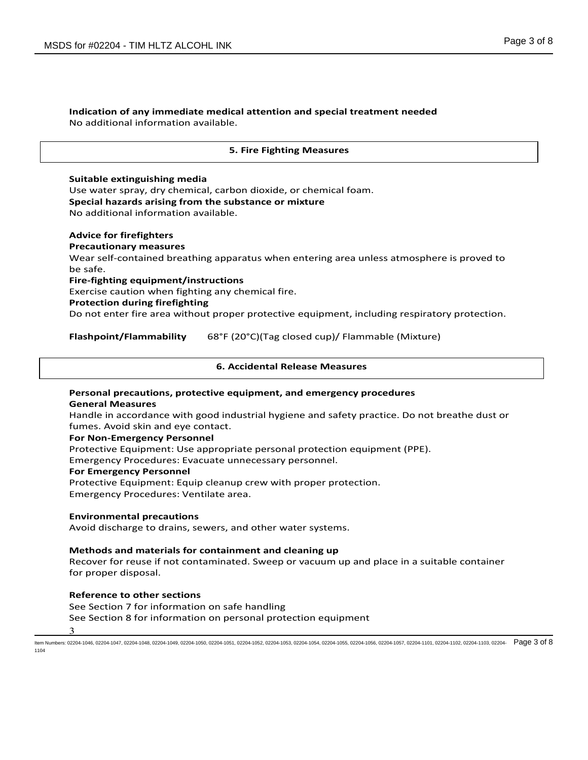**Indication of any immediate medical attention and special treatment needed**
No additional information available.

## 5. Fire Fighting Measures

**Suitable extinguishing media**
Use water spray, dry chemical, carbon dioxide, or chemical foam.
**Special hazards arising from the substance or mixture**
No additional information available.

**Advice for firefighters**
**Precautionary measures**
Wear self-contained breathing apparatus when entering area unless atmosphere is proved to be safe.
**Fire-fighting equipment/instructions**
Exercise caution when fighting any chemical fire.
**Protection during firefighting**
Do not enter fire area without proper protective equipment, including respiratory protection.

**Flashpoint/Flammability** 68°F (20°C)(Tag closed cup)/ Flammable (Mixture)

## 6. Accidental Release Measures

**Personal precautions, protective equipment, and emergency procedures**
**General Measures**
Handle in accordance with good industrial hygiene and safety practice. Do not breathe dust or fumes. Avoid skin and eye contact.
**For Non-Emergency Personnel**
Protective Equipment: Use appropriate personal protection equipment (PPE).
Emergency Procedures: Evacuate unnecessary personnel.
**For Emergency Personnel**
Protective Equipment: Equip cleanup crew with proper protection.
Emergency Procedures: Ventilate area.

**Environmental precautions**
Avoid discharge to drains, sewers, and other water systems.

**Methods and materials for containment and cleaning up**
Recover for reuse if not contaminated. Sweep or vacuum up and place in a suitable container for proper disposal.

**Reference to other sections**
See Section 7 for information on safe handling
See Section 8 for information on personal protection equipment

Item Numbers: 02204-1046, 02204-1047, 02204-1048, 02204-1049, 02204-1050, 02204-1051, 02204-1052, 02204-1053, 02204-1054, 02204-1055, 02204-1056, 02204-1057, 02204-1101, 02204-1102, 02204-1103, 02204-1104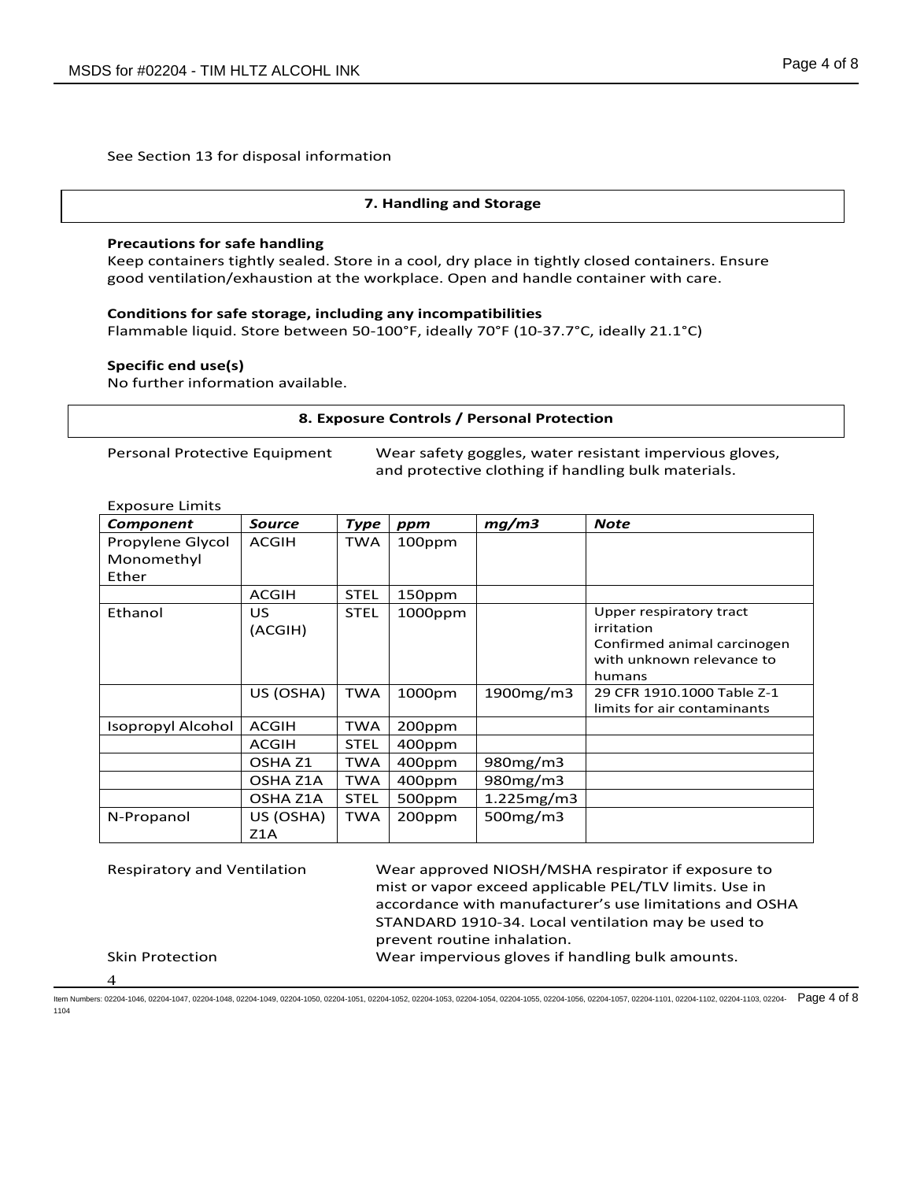See Section 13 for disposal information

## 7. Handling and Storage

**Precautions for safe handling**
Keep containers tightly sealed. Store in a cool, dry place in tightly closed containers. Ensure good ventilation/exhaustion at the workplace. Open and handle container with care.

**Conditions for safe storage, including any incompatibilities**
Flammable liquid. Store between 50-100°F, ideally 70°F (10-37.7°C, ideally 21.1°C)

**Specific end use(s)**
No further information available.

## 8. Exposure Controls / Personal Protection

Personal Protective Equipment — Wear safety goggles, water resistant impervious gloves, and protective clothing if handling bulk materials.

Exposure Limits

| *Component* | *Source* | *Type* | *ppm* | *mg/m3* | *Note* |
|---|---|---|---|---|---|
| Propylene Glycol Monomethyl Ether | ACGIH | TWA | 100ppm | | |
| | ACGIH | STEL | 150ppm | | |
| Ethanol | US (ACGIH) | STEL | 1000ppm | | Upper respiratory tract irritation Confirmed animal carcinogen with unknown relevance to humans |
| | US (OSHA) | TWA | 1000pm | 1900mg/m3 | 29 CFR 1910.1000 Table Z-1 limits for air contaminants |
| Isopropyl Alcohol | ACGIH | TWA | 200ppm | | |
| | ACGIH | STEL | 400ppm | | |
| | OSHA Z1 | TWA | 400ppm | 980mg/m3 | |
| | OSHA Z1A | TWA | 400ppm | 980mg/m3 | |
| | OSHA Z1A | STEL | 500ppm | 1.225mg/m3 | |
| N-Propanol | US (OSHA) Z1A | TWA | 200ppm | 500mg/m3 | |

Respiratory and Ventilation — Wear approved NIOSH/MSHA respirator if exposure to mist or vapor exceed applicable PEL/TLV limits. Use in accordance with manufacturer's use limitations and OSHA STANDARD 1910-34. Local ventilation may be used to prevent routine inhalation.

Skin Protection — Wear impervious gloves if handling bulk amounts.

Item Numbers: 02204-1046, 02204-1047, 02204-1048, 02204-1049, 02204-1050, 02204-1051, 02204-1052, 02204-1053, 02204-1054, 02204-1055, 02204-1056, 02204-1057, 02204-1101, 02204-1102, 02204-1103, 02204-1104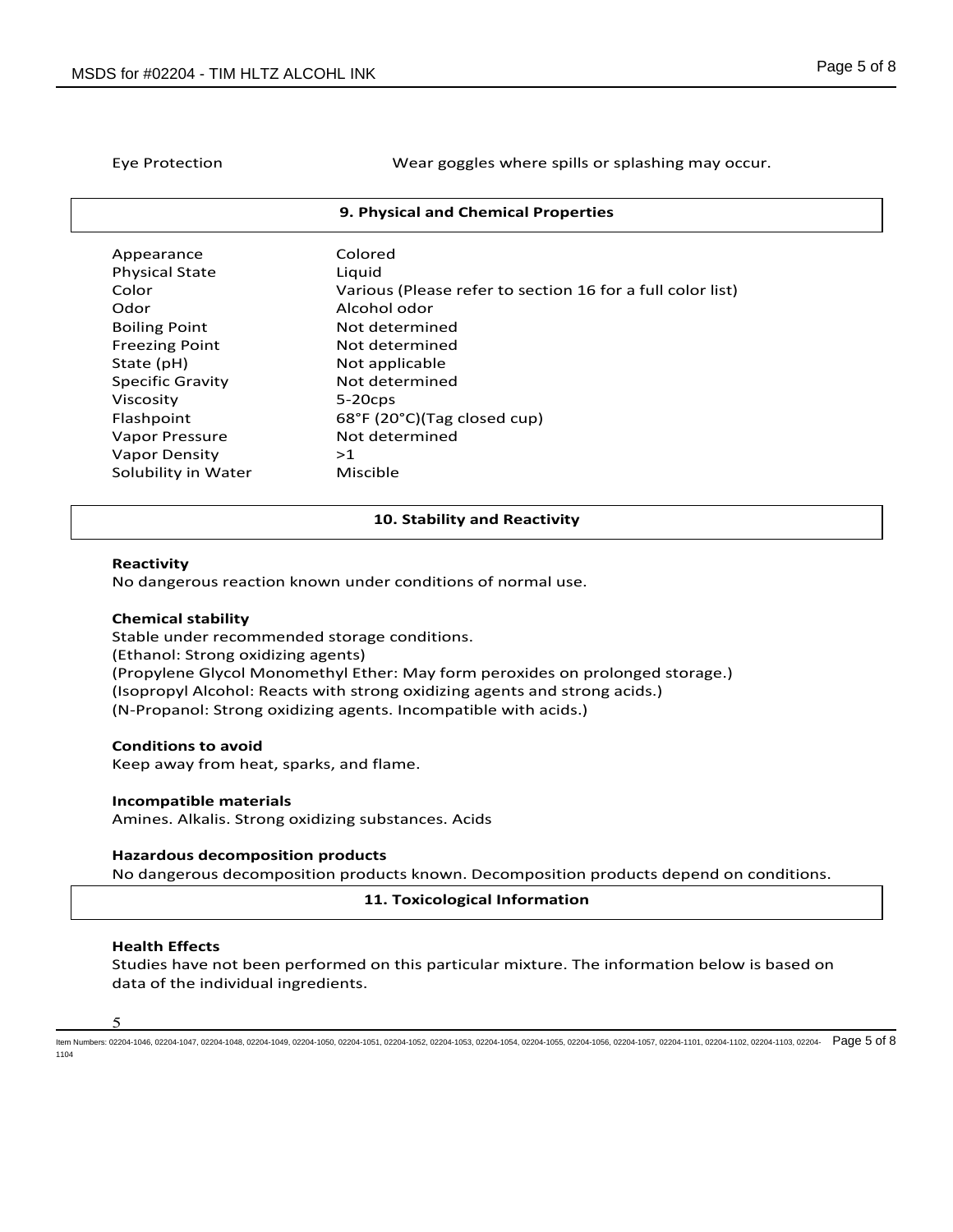| | |
|---|---|
| Eye Protection | Wear goggles where spills or splashing may occur. |

## 9. Physical and Chemical Properties

| | |
|---|---|
| Appearance | Colored |
| Physical State | Liquid |
| Color | Various (Please refer to section 16 for a full color list) |
| Odor | Alcohol odor |
| Boiling Point | Not determined |
| Freezing Point | Not determined |
| State (pH) | Not applicable |
| Specific Gravity | Not determined |
| Viscosity | 5-20cps |
| Flashpoint | 68°F (20°C)(Tag closed cup) |
| Vapor Pressure | Not determined |
| Vapor Density | >1 |
| Solubility in Water | Miscible |

## 10. Stability and Reactivity

**Reactivity**

No dangerous reaction known under conditions of normal use.

**Chemical stability**

Stable under recommended storage conditions.
(Ethanol: Strong oxidizing agents)
(Propylene Glycol Monomethyl Ether: May form peroxides on prolonged storage.)
(Isopropyl Alcohol: Reacts with strong oxidizing agents and strong acids.)
(N-Propanol: Strong oxidizing agents. Incompatible with acids.)

**Conditions to avoid**

Keep away from heat, sparks, and flame.

**Incompatible materials**

Amines. Alkalis. Strong oxidizing substances. Acids

**Hazardous decomposition products**

No dangerous decomposition products known. Decomposition products depend on conditions.

## 11. Toxicological Information

**Health Effects**

Studies have not been performed on this particular mixture. The information below is based on data of the individual ingredients.

Item Numbers: 02204-1046, 02204-1047, 02204-1048, 02204-1049, 02204-1050, 02204-1051, 02204-1052, 02204-1053, 02204-1054, 02204-1055, 02204-1056, 02204-1057, 02204-1101, 02204-1102, 02204-1103, 02204-1104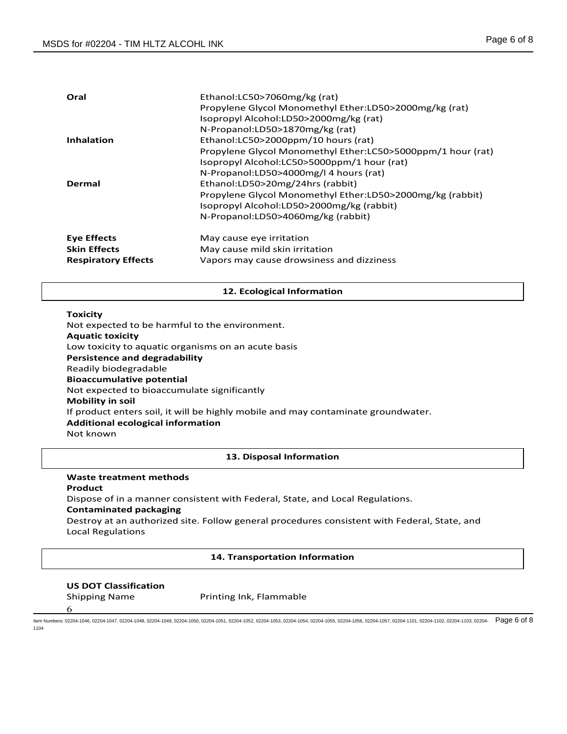| | |
|---|---|
| **Oral** | Ethanol:LC50>7060mg/kg (rat)<br>Propylene Glycol Monomethyl Ether:LD50>2000mg/kg (rat)<br>Isopropyl Alcohol:LD50>2000mg/kg (rat)<br>N-Propanol:LD50>1870mg/kg (rat) |
| **Inhalation** | Ethanol:LC50>2000ppm/10 hours (rat)<br>Propylene Glycol Monomethyl Ether:LC50>5000ppm/1 hour (rat)<br>Isopropyl Alcohol:LC50>5000ppm/1 hour (rat)<br>N-Propanol:LD50>4000mg/l 4 hours (rat) |
| **Dermal** | Ethanol:LD50>20mg/24hrs (rabbit)<br>Propylene Glycol Monomethyl Ether:LD50>2000mg/kg (rabbit)<br>Isopropyl Alcohol:LD50>2000mg/kg (rabbit)<br>N-Propanol:LD50>4060mg/kg (rabbit) |

| | |
|---|---|
| **Eye Effects** | May cause eye irritation |
| **Skin Effects** | May cause mild skin irritation |
| **Respiratory Effects** | Vapors may cause drowsiness and dizziness |

## 12. Ecological Information

**Toxicity**
Not expected to be harmful to the environment.
**Aquatic toxicity**
Low toxicity to aquatic organisms on an acute basis
**Persistence and degradability**
Readily biodegradable
**Bioaccumulative potential**
Not expected to bioaccumulate significantly
**Mobility in soil**
If product enters soil, it will be highly mobile and may contaminate groundwater.
**Additional ecological information**
Not known

## 13. Disposal Information

**Waste treatment methods**
**Product**
Dispose of in a manner consistent with Federal, State, and Local Regulations.
**Contaminated packaging**
Destroy at an authorized site. Follow general procedures consistent with Federal, State, and Local Regulations

## 14. Transportation Information

**US DOT Classification**

| | |
|---|---|
| Shipping Name | Printing Ink, Flammable |

Item Numbers: 02204-1046, 02204-1047, 02204-1048, 02204-1049, 02204-1050, 02204-1051, 02204-1052, 02204-1053, 02204-1054, 02204-1055, 02204-1056, 02204-1057, 02204-1101, 02204-1102, 02204-1103, 02204-1104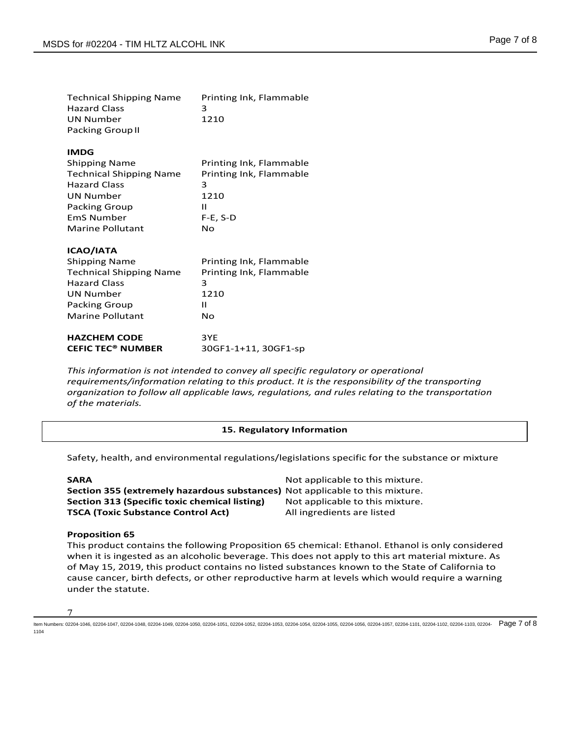| | |
|---|---|
| Technical Shipping Name | Printing Ink, Flammable |
| Hazard Class | 3 |
| UN Number | 1210 |
| Packing Group | II |

**IMDG**

| | |
|---|---|
| Shipping Name | Printing Ink, Flammable |
| Technical Shipping Name | Printing Ink, Flammable |
| Hazard Class | 3 |
| UN Number | 1210 |
| Packing Group | II |
| EmS Number | F-E, S-D |
| Marine Pollutant | No |

**ICAO/IATA**

| | |
|---|---|
| Shipping Name | Printing Ink, Flammable |
| Technical Shipping Name | Printing Ink, Flammable |
| Hazard Class | 3 |
| UN Number | 1210 |
| Packing Group | II |
| Marine Pollutant | No |

| | |
|---|---|
| **HAZCHEM CODE** | 3YE |
| **CEFIC TEC® NUMBER** | 30GF1-1+11, 30GF1-sp |

*This information is not intended to convey all specific regulatory or operational requirements/information relating to this product. It is the responsibility of the transporting organization to follow all applicable laws, regulations, and rules relating to the transportation of the materials.*

## 15. Regulatory Information

Safety, health, and environmental regulations/legislations specific for the substance or mixture

| | |
|---|---|
| **SARA** | Not applicable to this mixture. |
| **Section 355 (extremely hazardous substances)** | Not applicable to this mixture. |
| **Section 313 (Specific toxic chemical listing)** | Not applicable to this mixture. |
| **TSCA (Toxic Substance Control Act)** | All ingredients are listed |

**Proposition 65**

This product contains the following Proposition 65 chemical: Ethanol. Ethanol is only considered when it is ingested as an alcoholic beverage. This does not apply to this art material mixture. As of May 15, 2019, this product contains no listed substances known to the State of California to cause cancer, birth defects, or other reproductive harm at levels which would require a warning under the statute.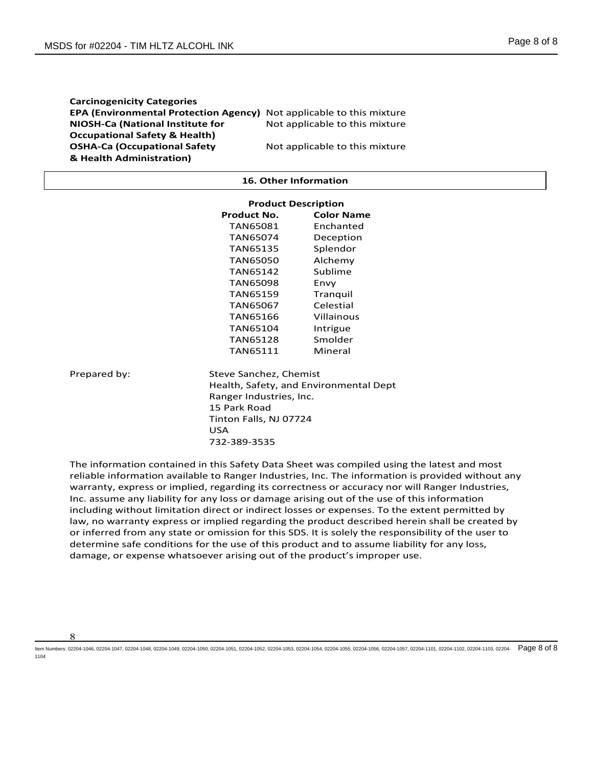**Carcinogenicity Categories**

| | |
|---|---|
| **EPA (Environmental Protection Agency)** | Not applicable to this mixture |
| **NIOSH-Ca (National Institute for Occupational Safety & Health)** | Not applicable to this mixture |
| **OSHA-Ca (Occupational Safety & Health Administration)** | Not applicable to this mixture |

## 16. Other Information

**Product Description**

| Product No. | Color Name |
|---|---|
| TAN65081 | Enchanted |
| TAN65074 | Deception |
| TAN65135 | Splendor |
| TAN65050 | Alchemy |
| TAN65142 | Sublime |
| TAN65098 | Envy |
| TAN65159 | Tranquil |
| TAN65067 | Celestial |
| TAN65166 | Villainous |
| TAN65104 | Intrigue |
| TAN65128 | Smolder |
| TAN65111 | Mineral |

Prepared by:

Steve Sanchez, Chemist
Health, Safety, and Environmental Dept
Ranger Industries, Inc.
15 Park Road
Tinton Falls, NJ 07724
USA
732-389-3535

The information contained in this Safety Data Sheet was compiled using the latest and most reliable information available to Ranger Industries, Inc. The information is provided without any warranty, express or implied, regarding its correctness or accuracy nor will Ranger Industries, Inc. assume any liability for any loss or damage arising out of the use of this information including without limitation direct or indirect losses or expenses. To the extent permitted by law, no warranty express or implied regarding the product described herein shall be created by or inferred from any state or omission for this SDS. It is solely the responsibility of the user to determine safe conditions for the use of this product and to assume liability for any loss, damage, or expense whatsoever arising out of the product's improper use.

Item Numbers: 02204-1046, 02204-1047, 02204-1048, 02204-1049, 02204-1050, 02204-1051, 02204-1052, 02204-1053, 02204-1054, 02204-1055, 02204-1056, 02204-1057, 02204-1101, 02204-1102, 02204-1103, 02204-1104